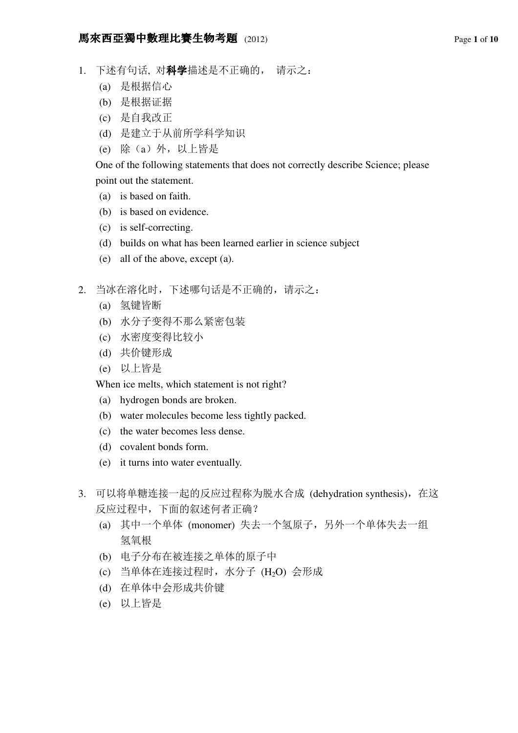1. 下述有句话, 对**科学**描述是不正确的， 请示之：
   (a) 是根据信心
   (b) 是根据证据
   (c) 是自我改正
   (d) 是建立于从前所学科学知识
   (e) 除（a）外，以上皆是

   One of the following statements that does not correctly describe Science; please point out the statement.
   (a) is based on faith.
   (b) is based on evidence.
   (c) is self-correcting.
   (d) builds on what has been learned earlier in science subject
   (e) all of the above, except (a).

2. 当冰在溶化时，下述哪句话是不正确的，请示之：
   (a) 氢键皆断
   (b) 水分子变得不那么紧密包装
   (c) 水密度变得比较小
   (d) 共价键形成
   (e) 以上皆是

   When ice melts, which statement is not right?
   (a) hydrogen bonds are broken.
   (b) water molecules become less tightly packed.
   (c) the water becomes less dense.
   (d) covalent bonds form.
   (e) it turns into water eventually.

3. 可以将单糖连接一起的反应过程称为脱水合成 (dehydration synthesis)，在这反应过程中，下面的叙述何者正确？
   (a) 其中一个单体 (monomer) 失去一个氢原子，另外一个单体失去一组氢氧根
   (b) 电子分布在被连接之单体的原子中
   (c) 当单体在连接过程时，水分子 ($H_2O$) 会形成
   (d) 在单体中会形成共价键
   (e) 以上皆是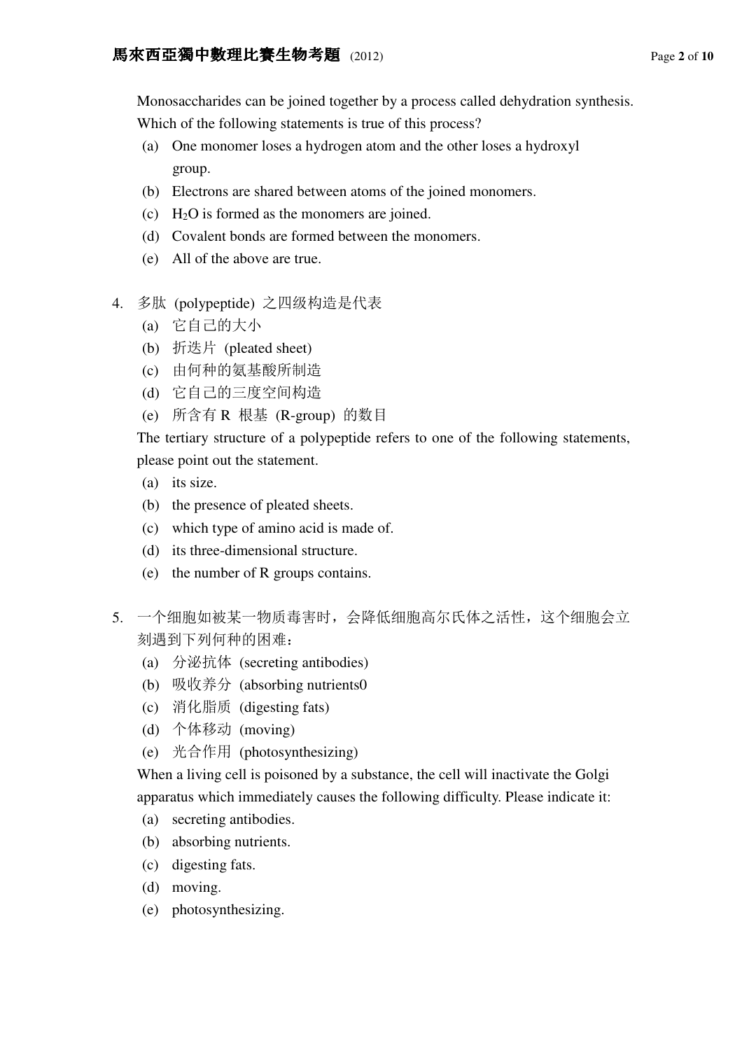Monosaccharides can be joined together by a process called dehydration synthesis. Which of the following statements is true of this process?

(a) One monomer loses a hydrogen atom and the other loses a hydroxyl group.
(b) Electrons are shared between atoms of the joined monomers.
(c) $H_2O$ is formed as the monomers are joined.
(d) Covalent bonds are formed between the monomers.
(e) All of the above are true.

4. 多肽 (polypeptide) 之四级构造是代表
   (a) 它自己的大小
   (b) 折迭片 (pleated sheet)
   (c) 由何种的氨基酸所制造
   (d) 它自己的三度空间构造
   (e) 所含有 R 根基 (R-group) 的数目

   The tertiary structure of a polypeptide refers to one of the following statements, please point out the statement.
   (a) its size.
   (b) the presence of pleated sheets.
   (c) which type of amino acid is made of.
   (d) its three-dimensional structure.
   (e) the number of R groups contains.

5. 一个细胞如被某一物质毒害时，会降低细胞高尔氏体之活性，这个细胞会立刻遇到下列何种的困难：
   (a) 分泌抗体 (secreting antibodies)
   (b) 吸收养分 (absorbing nutrients0
   (c) 消化脂质 (digesting fats)
   (d) 个体移动 (moving)
   (e) 光合作用 (photosynthesizing)

   When a living cell is poisoned by a substance, the cell will inactivate the Golgi apparatus which immediately causes the following difficulty. Please indicate it:
   (a) secreting antibodies.
   (b) absorbing nutrients.
   (c) digesting fats.
   (d) moving.
   (e) photosynthesizing.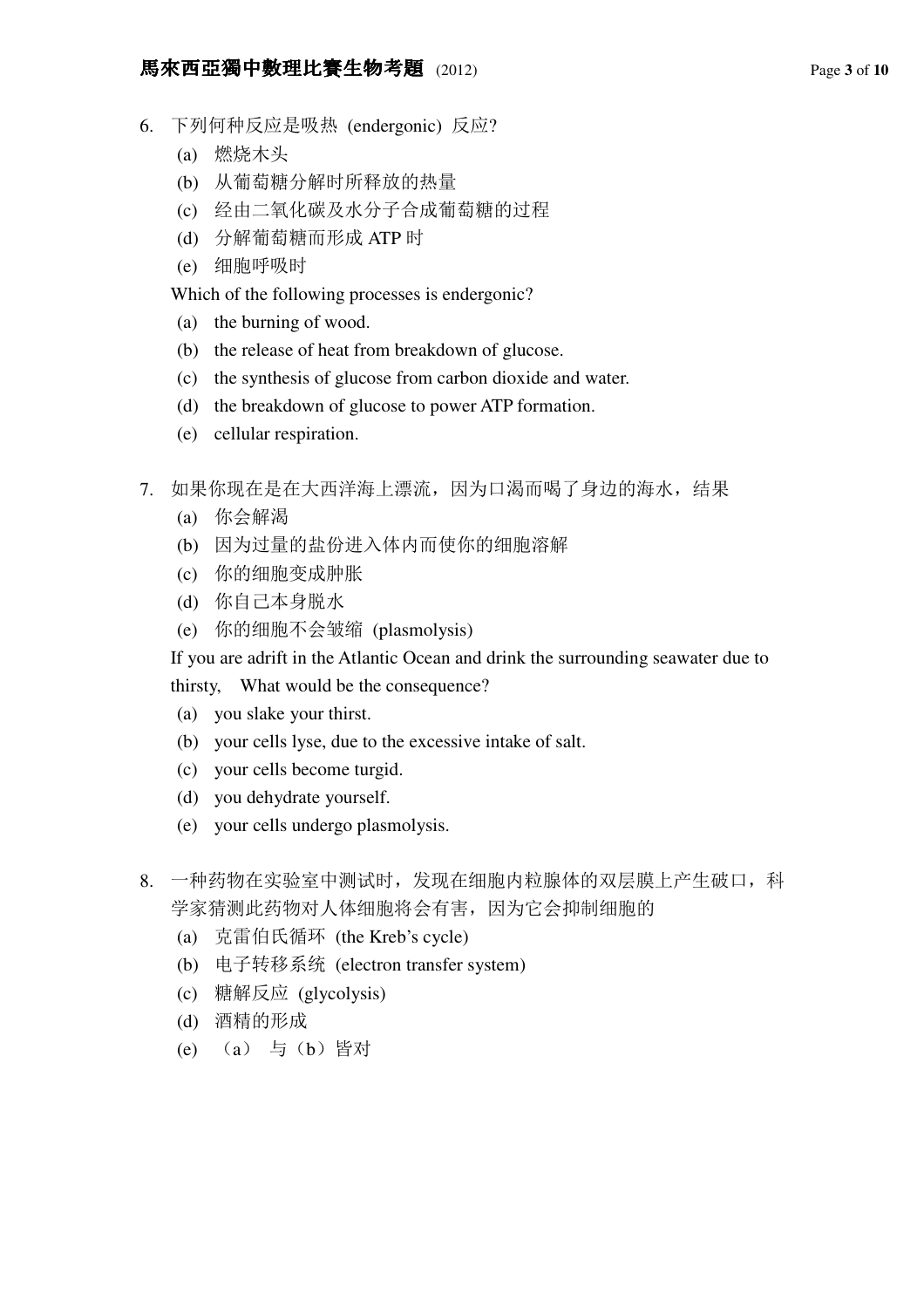6. 下列何种反应是吸热 (endergonic) 反应?
   (a) 燃烧木头
   (b) 从葡萄糖分解时所释放的热量
   (c) 经由二氧化碳及水分子合成葡萄糖的过程
   (d) 分解葡萄糖而形成 ATP 时
   (e) 细胞呼吸时

   Which of the following processes is endergonic?
   (a) the burning of wood.
   (b) the release of heat from breakdown of glucose.
   (c) the synthesis of glucose from carbon dioxide and water.
   (d) the breakdown of glucose to power ATP formation.
   (e) cellular respiration.

7. 如果你现在是在大西洋海上漂流，因为口渴而喝了身边的海水，结果
   (a) 你会解渴
   (b) 因为过量的盐份进入体内而使你的细胞溶解
   (c) 你的细胞变成肿胀
   (d) 你自己本身脱水
   (e) 你的细胞不会皱缩 (plasmolysis)

   If you are adrift in the Atlantic Ocean and drink the surrounding seawater due to thirsty, What would be the consequence?
   (a) you slake your thirst.
   (b) your cells lyse, due to the excessive intake of salt.
   (c) your cells become turgid.
   (d) you dehydrate yourself.
   (e) your cells undergo plasmolysis.

8. 一种药物在实验室中测试时，发现在细胞内粒腺体的双层膜上产生破口，科学家猜测此药物对人体细胞将会有害，因为它会抑制细胞的
   (a) 克雷伯氏循环 (the Kreb's cycle)
   (b) 电子转移系统 (electron transfer system)
   (c) 糖解反应 (glycolysis)
   (d) 酒精的形成
   (e) （a） 与（b）皆对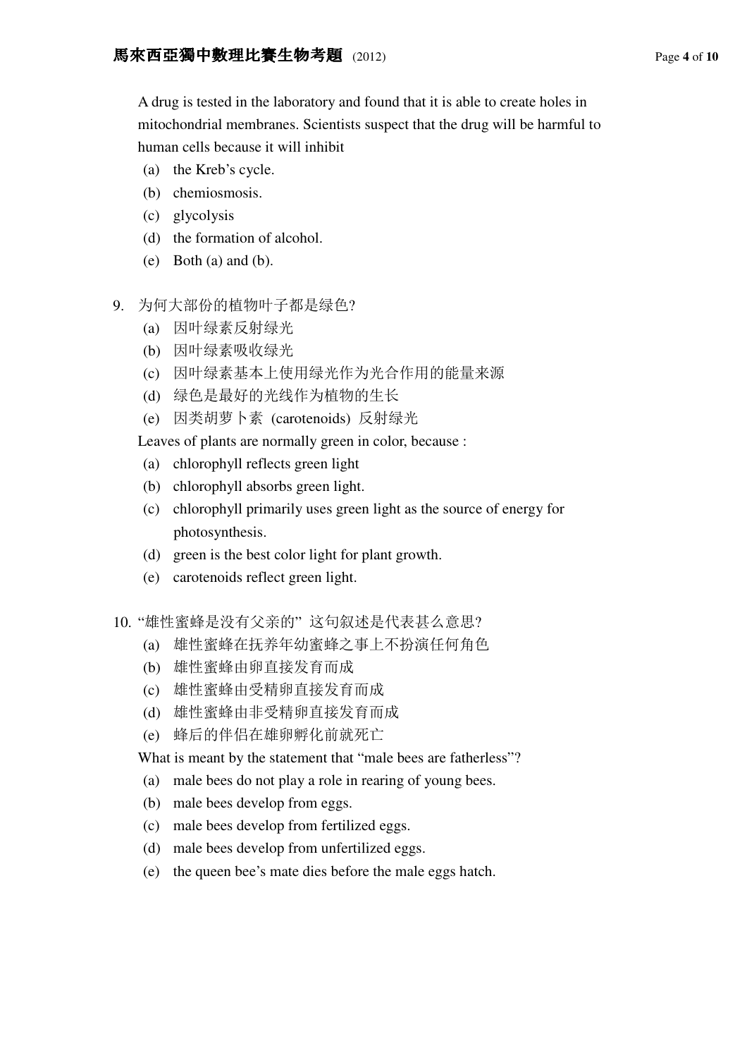A drug is tested in the laboratory and found that it is able to create holes in mitochondrial membranes. Scientists suspect that the drug will be harmful to human cells because it will inhibit

(a) the Kreb's cycle.
(b) chemiosmosis.
(c) glycolysis
(d) the formation of alcohol.
(e) Both (a) and (b).

9. 为何大部份的植物叶子都是绿色?
   (a) 因叶绿素反射绿光
   (b) 因叶绿素吸收绿光
   (c) 因叶绿素基本上使用绿光作为光合作用的能量来源
   (d) 绿色是最好的光线作为植物的生长
   (e) 因类胡萝卜素 (carotenoids) 反射绿光

   Leaves of plants are normally green in color, because :
   (a) chlorophyll reflects green light
   (b) chlorophyll absorbs green light.
   (c) chlorophyll primarily uses green light as the source of energy for photosynthesis.
   (d) green is the best color light for plant growth.
   (e) carotenoids reflect green light.

10. "雄性蜜蜂是没有父亲的" 这句叙述是代表甚么意思?
   (a) 雄性蜜蜂在抚养年幼蜜蜂之事上不扮演任何角色
   (b) 雄性蜜蜂由卵直接发育而成
   (c) 雄性蜜蜂由受精卵直接发育而成
   (d) 雄性蜜蜂由非受精卵直接发育而成
   (e) 蜂后的伴侣在雄卵孵化前就死亡

   What is meant by the statement that "male bees are fatherless"?
   (a) male bees do not play a role in rearing of young bees.
   (b) male bees develop from eggs.
   (c) male bees develop from fertilized eggs.
   (d) male bees develop from unfertilized eggs.
   (e) the queen bee's mate dies before the male eggs hatch.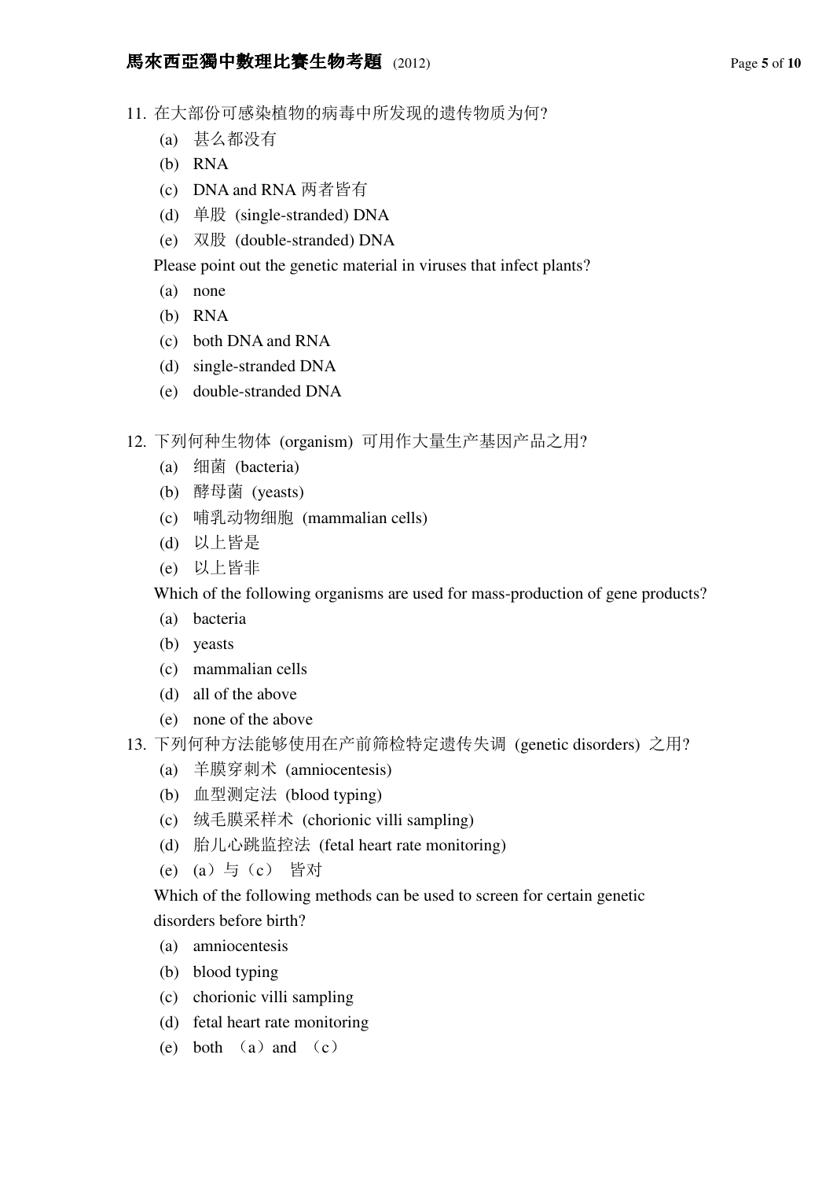11. 在大部份可感染植物的病毒中所发现的遗传物质为何?
    - (a) 甚么都没有
    - (b) RNA
    - (c) DNA and RNA 两者皆有
    - (d) 单股 (single-stranded) DNA
    - (e) 双股 (double-stranded) DNA

    Please point out the genetic material in viruses that infect plants?
    - (a) none
    - (b) RNA
    - (c) both DNA and RNA
    - (d) single-stranded DNA
    - (e) double-stranded DNA

12. 下列何种生物体 (organism) 可用作大量生产基因产品之用?
    - (a) 细菌 (bacteria)
    - (b) 酵母菌 (yeasts)
    - (c) 哺乳动物细胞 (mammalian cells)
    - (d) 以上皆是
    - (e) 以上皆非

    Which of the following organisms are used for mass-production of gene products?
    - (a) bacteria
    - (b) yeasts
    - (c) mammalian cells
    - (d) all of the above
    - (e) none of the above

13. 下列何种方法能够使用在产前筛检特定遗传失调 (genetic disorders) 之用?
    - (a) 羊膜穿刺术 (amniocentesis)
    - (b) 血型测定法 (blood typing)
    - (c) 绒毛膜采样术 (chorionic villi sampling)
    - (d) 胎儿心跳监控法 (fetal heart rate monitoring)
    - (e) (a)与(c) 皆对

    Which of the following methods can be used to screen for certain genetic disorders before birth?
    - (a) amniocentesis
    - (b) blood typing
    - (c) chorionic villi sampling
    - (d) fetal heart rate monitoring
    - (e) both (a) and (c)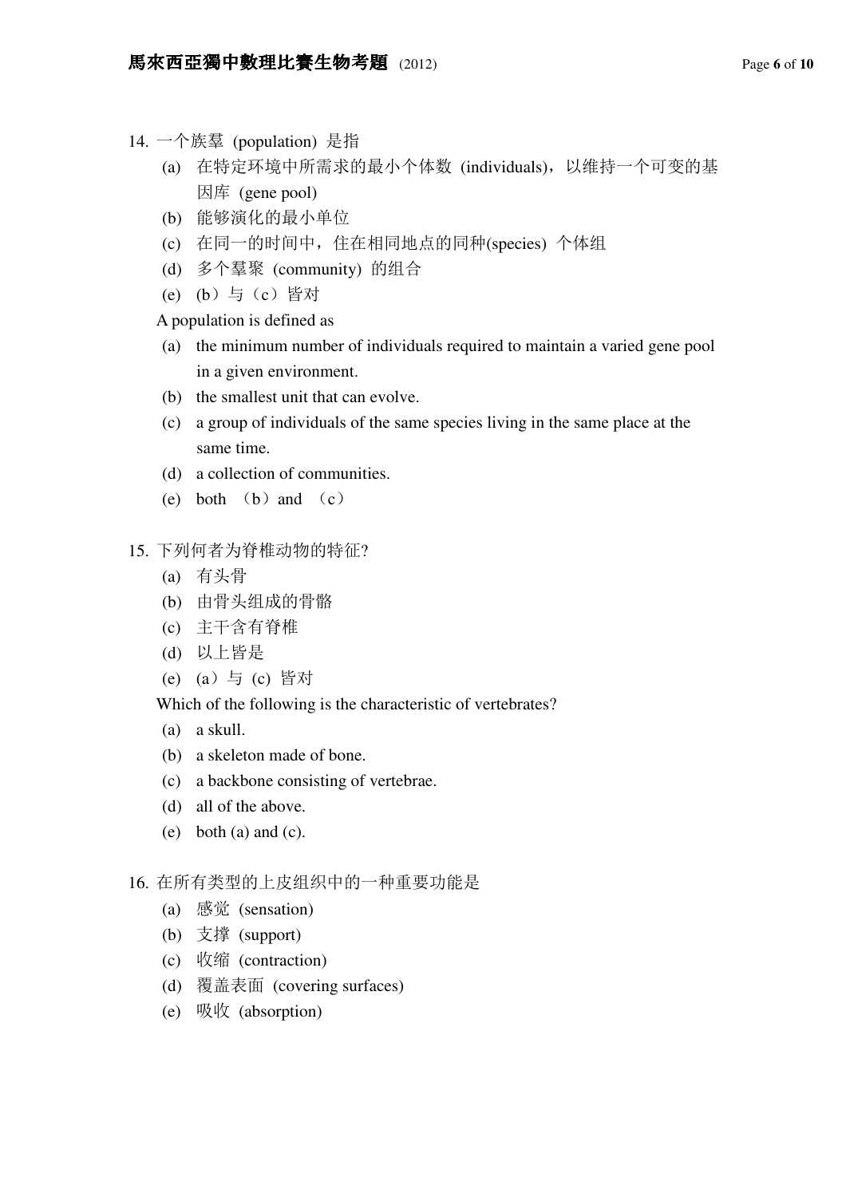14. 一个族羣 (population) 是指
    - (a) 在特定环境中所需求的最小个体数 (individuals)，以维持一个可变的基因库 (gene pool)
    - (b) 能够演化的最小单位
    - (c) 在同一的时间中，住在相同地点的同种(species) 个体组
    - (d) 多个羣聚 (community) 的组合
    - (e) (b）与（c）皆对

    A population is defined as
    - (a) the minimum number of individuals required to maintain a varied gene pool in a given environment.
    - (b) the smallest unit that can evolve.
    - (c) a group of individuals of the same species living in the same place at the same time.
    - (d) a collection of communities.
    - (e) both （b）and （c）

15. 下列何者为脊椎动物的特征?
    - (a) 有头骨
    - (b) 由骨头组成的骨骼
    - (c) 主干含有脊椎
    - (d) 以上皆是
    - (e) (a）与 (c) 皆对

    Which of the following is the characteristic of vertebrates?
    - (a) a skull.
    - (b) a skeleton made of bone.
    - (c) a backbone consisting of vertebrae.
    - (d) all of the above.
    - (e) both (a) and (c).

16. 在所有类型的上皮组织中的一种重要功能是
    - (a) 感觉 (sensation)
    - (b) 支撑 (support)
    - (c) 收缩 (contraction)
    - (d) 覆盖表面 (covering surfaces)
    - (e) 吸收 (absorption)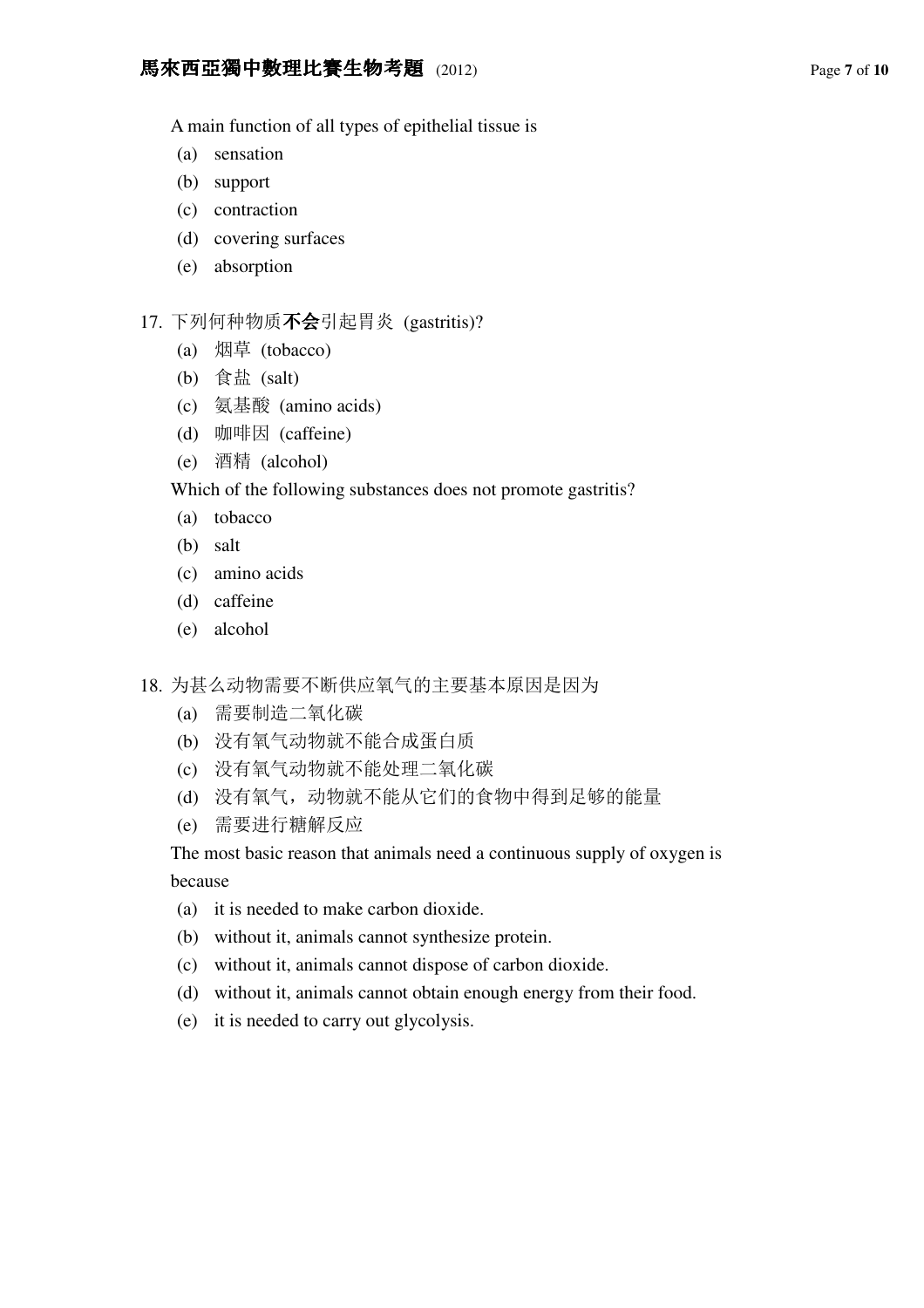A main function of all types of epithelial tissue is

(a) sensation
(b) support
(c) contraction
(d) covering surfaces
(e) absorption

17. 下列何种物质**不会**引起胃炎 (gastritis)?

(a) 烟草 (tobacco)
(b) 食盐 (salt)
(c) 氨基酸 (amino acids)
(d) 咖啡因 (caffeine)
(e) 酒精 (alcohol)

Which of the following substances does not promote gastritis?

(a) tobacco
(b) salt
(c) amino acids
(d) caffeine
(e) alcohol

18. 为甚么动物需要不断供应氧气的主要基本原因是因为

(a) 需要制造二氧化碳
(b) 没有氧气动物就不能合成蛋白质
(c) 没有氧气动物就不能处理二氧化碳
(d) 没有氧气，动物就不能从它们的食物中得到足够的能量
(e) 需要进行糖解反应

The most basic reason that animals need a continuous supply of oxygen is because

(a) it is needed to make carbon dioxide.
(b) without it, animals cannot synthesize protein.
(c) without it, animals cannot dispose of carbon dioxide.
(d) without it, animals cannot obtain enough energy from their food.
(e) it is needed to carry out glycolysis.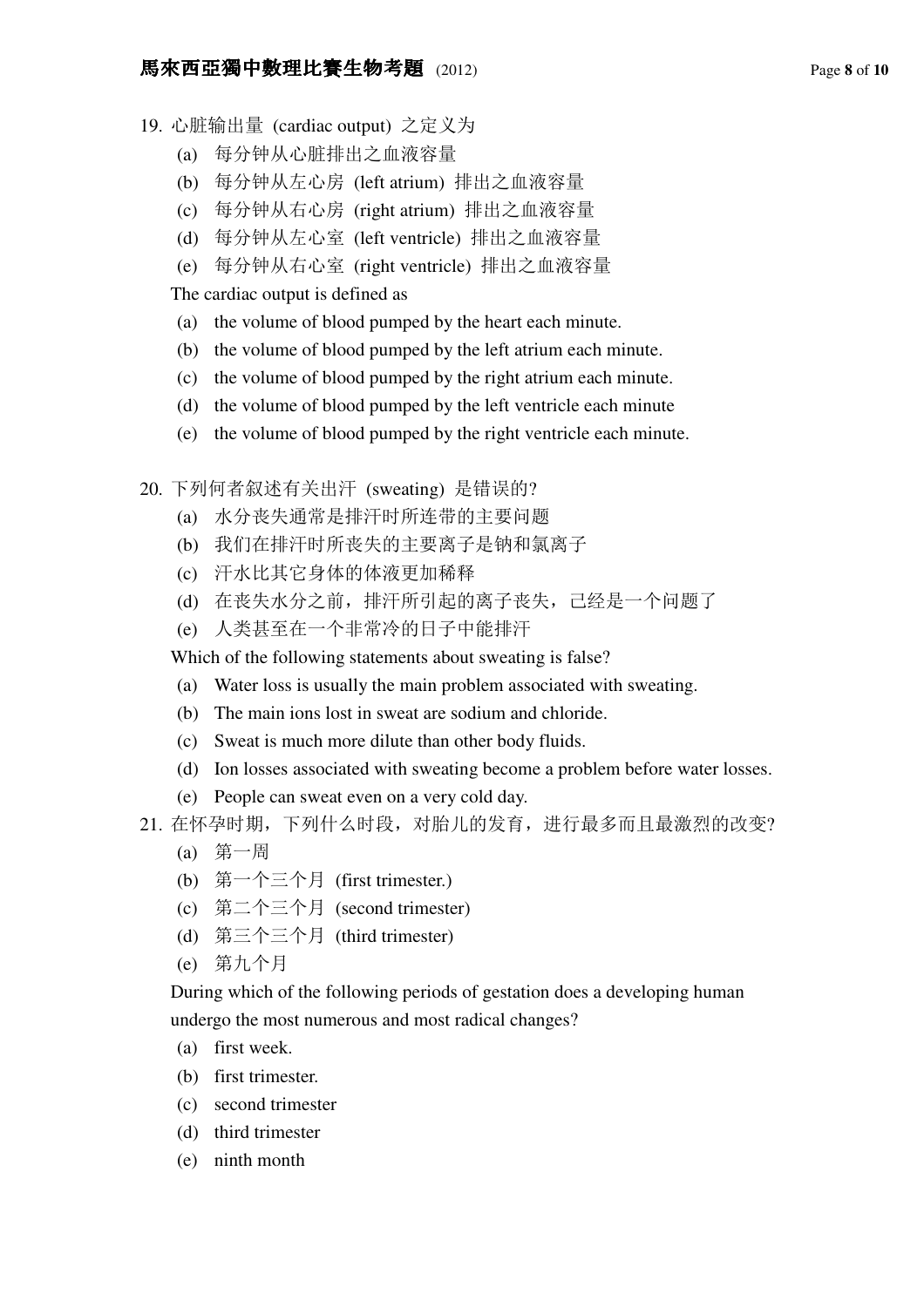19. 心脏输出量 (cardiac output) 之定义为
   (a) 每分钟从心脏排出之血液容量
   (b) 每分钟从左心房 (left atrium) 排出之血液容量
   (c) 每分钟从右心房 (right atrium) 排出之血液容量
   (d) 每分钟从左心室 (left ventricle) 排出之血液容量
   (e) 每分钟从右心室 (right ventricle) 排出之血液容量

   The cardiac output is defined as
   (a) the volume of blood pumped by the heart each minute.
   (b) the volume of blood pumped by the left atrium each minute.
   (c) the volume of blood pumped by the right atrium each minute.
   (d) the volume of blood pumped by the left ventricle each minute
   (e) the volume of blood pumped by the right ventricle each minute.

20. 下列何者叙述有关出汗 (sweating) 是错误的?
   (a) 水分丧失通常是排汗时所连带的主要问题
   (b) 我们在排汗时所丧失的主要离子是钠和氯离子
   (c) 汗水比其它身体的体液更加稀释
   (d) 在丧失水分之前，排汗所引起的离子丧失，已经是一个问题了
   (e) 人类甚至在一个非常冷的日子中能排汗

   Which of the following statements about sweating is false?
   (a) Water loss is usually the main problem associated with sweating.
   (b) The main ions lost in sweat are sodium and chloride.
   (c) Sweat is much more dilute than other body fluids.
   (d) Ion losses associated with sweating become a problem before water losses.
   (e) People can sweat even on a very cold day.

21. 在怀孕时期，下列什么时段，对胎儿的发育，进行最多而且最激烈的改变?
   (a) 第一周
   (b) 第一个三个月 (first trimester.)
   (c) 第二个三个月 (second trimester)
   (d) 第三个三个月 (third trimester)
   (e) 第九个月

   During which of the following periods of gestation does a developing human undergo the most numerous and most radical changes?
   (a) first week.
   (b) first trimester.
   (c) second trimester
   (d) third trimester
   (e) ninth month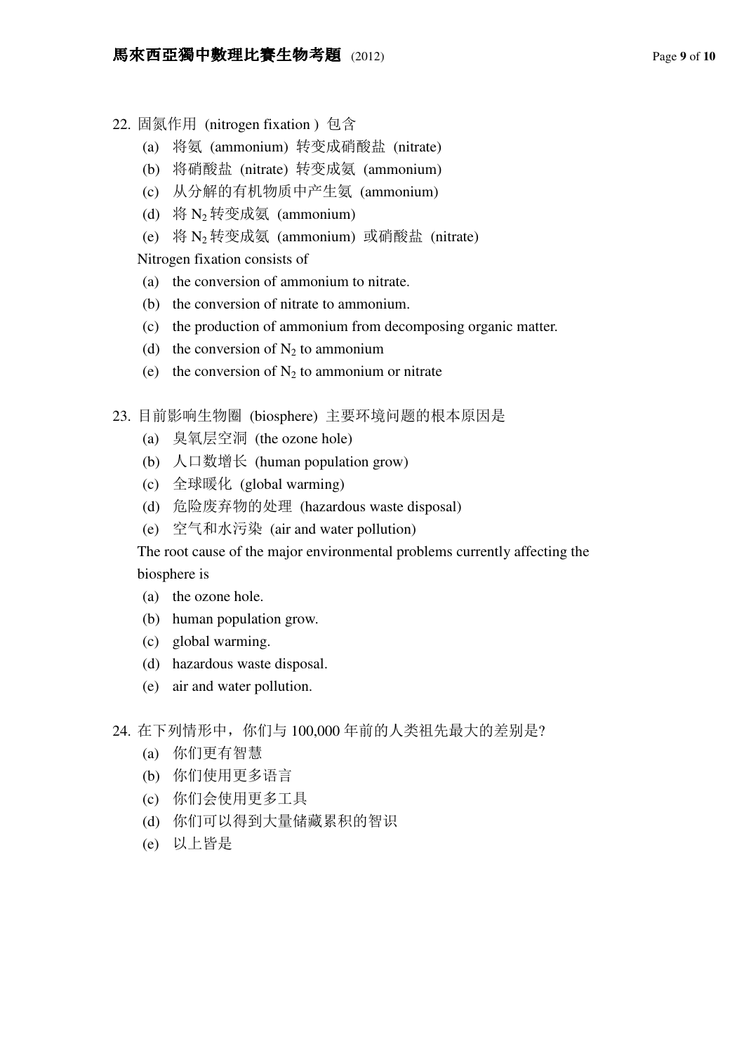22. 固氮作用 (nitrogen fixation ) 包含
    (a) 将氨 (ammonium) 转变成硝酸盐 (nitrate)
    (b) 将硝酸盐 (nitrate) 转变成氨 (ammonium)
    (c) 从分解的有机物质中产生氨 (ammonium)
    (d) 将 $N_2$ 转变成氨 (ammonium)
    (e) 将 $N_2$ 转变成氨 (ammonium) 或硝酸盐 (nitrate)

    Nitrogen fixation consists of
    (a) the conversion of ammonium to nitrate.
    (b) the conversion of nitrate to ammonium.
    (c) the production of ammonium from decomposing organic matter.
    (d) the conversion of $N_2$ to ammonium
    (e) the conversion of $N_2$ to ammonium or nitrate

23. 目前影响生物圈 (biosphere) 主要环境问题的根本原因是
    (a) 臭氧层空洞 (the ozone hole)
    (b) 人口数增长 (human population grow)
    (c) 全球暖化 (global warming)
    (d) 危险废弃物的处理 (hazardous waste disposal)
    (e) 空气和水污染 (air and water pollution)

    The root cause of the major environmental problems currently affecting the biosphere is
    (a) the ozone hole.
    (b) human population grow.
    (c) global warming.
    (d) hazardous waste disposal.
    (e) air and water pollution.

24. 在下列情形中，你们与 100,000 年前的人类祖先最大的差别是?
    (a) 你们更有智慧
    (b) 你们使用更多语言
    (c) 你们会使用更多工具
    (d) 你们可以得到大量储藏累积的智识
    (e) 以上皆是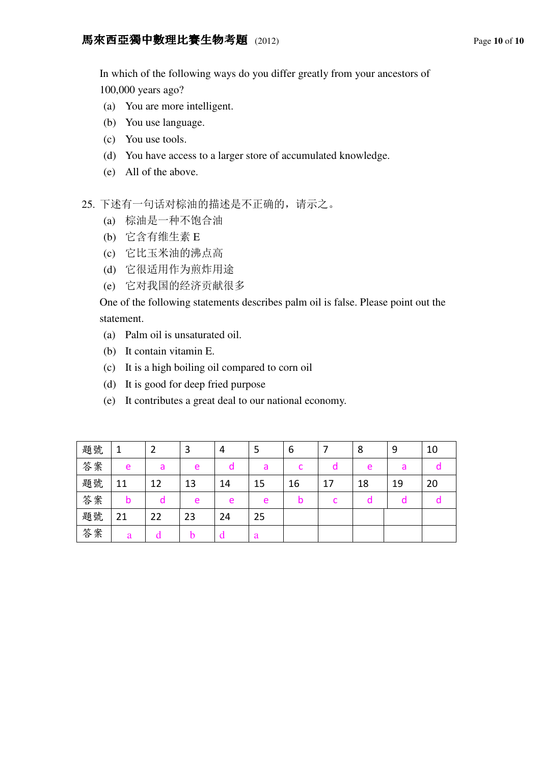In which of the following ways do you differ greatly from your ancestors of 100,000 years ago?

(a) You are more intelligent.
(b) You use language.
(c) You use tools.
(d) You have access to a larger store of accumulated knowledge.
(e) All of the above.

25. 下述有一句话对棕油的描述是不正确的，请示之。

(a) 棕油是一种不饱合油
(b) 它含有维生素 E
(c) 它比玉米油的沸点高
(d) 它很适用作为煎炸用途
(e) 它对我国的经济贡献很多

One of the following statements describes palm oil is false. Please point out the statement.

(a) Palm oil is unsaturated oil.
(b) It contain vitamin E.
(c) It is a high boiling oil compared to corn oil
(d) It is good for deep fried purpose
(e) It contributes a great deal to our national economy.

| | | | | | | | | | | |
|---|---|---|---|---|---|---|---|---|---|---|
| 題號 | 1 | 2 | 3 | 4 | 5 | 6 | 7 | 8 | 9 | 10 |
| 答案 | e | a | e | d | a | c | d | e | a | d |
| 題號 | 11 | 12 | 13 | 14 | 15 | 16 | 17 | 18 | 19 | 20 |
| 答案 | b | d | e | e | e | b | c | d | d | d |
| 題號 | 21 | 22 | 23 | 24 | 25 | | | | | |
| 答案 | a | d | b | d | a | | | | | |